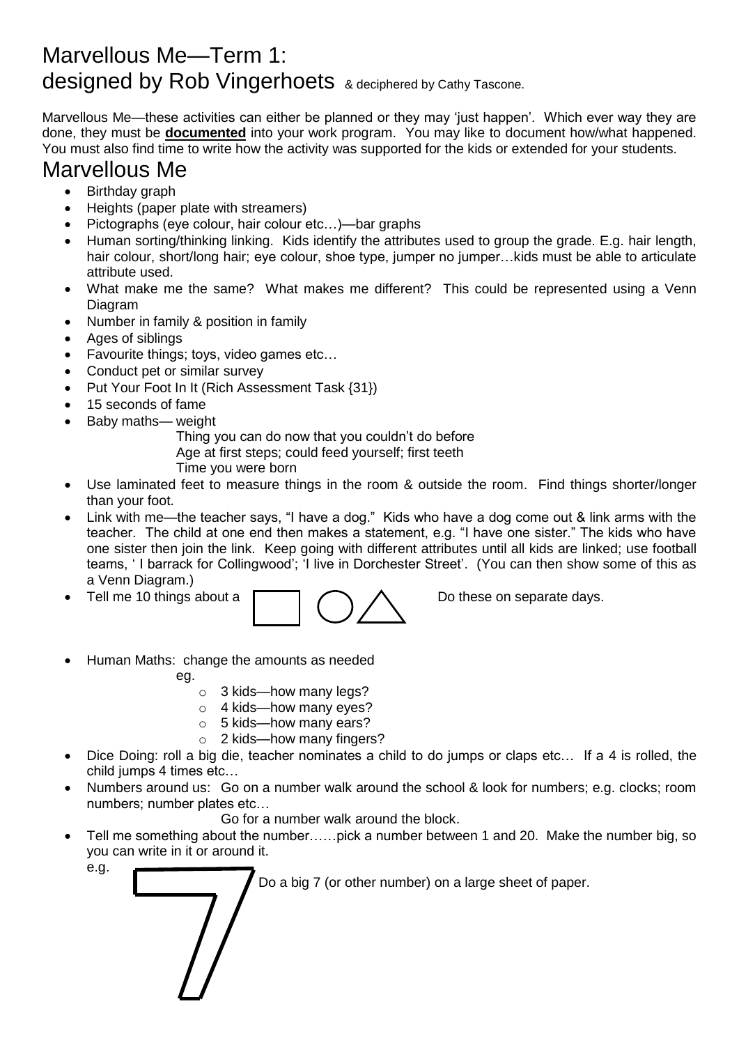# Marvellous Me—Term 1: designed by Rob Vingerhoets & deciphered by Cathy Tascone.

Marvellous Me—these activities can either be planned or they may 'just happen'. Which ever way they are done, they must be **documented** into your work program. You may like to document how/what happened. You must also find time to write how the activity was supported for the kids or extended for your students.

## Marvellous Me

- Birthday graph
- Heights (paper plate with streamers)
- Pictographs (eye colour, hair colour etc…)—bar graphs
- Human sorting/thinking linking. Kids identify the attributes used to group the grade. E.g. hair length, hair colour, short/long hair; eye colour, shoe type, jumper no jumper…kids must be able to articulate attribute used.
- What make me the same? What makes me different? This could be represented using a Venn Diagram
- Number in family & position in family
- Ages of siblings
- Favourite things; toys, video games etc…
- Conduct pet or similar survey
- Put Your Foot In It (Rich Assessment Task {31})
- 15 seconds of fame
- Baby maths— weight
  
  Thing you can do now that you couldn't do before
  
  Age at first steps; could feed yourself; first teeth
  
  Time you were born
- Use laminated feet to measure things in the room & outside the room. Find things shorter/longer than your foot.
- Link with me—the teacher says, "I have a dog." Kids who have a dog come out & link arms with the teacher. The child at one end then makes a statement, e.g. "I have one sister." The kids who have one sister then join the link. Keep going with different attributes until all kids are linked; use football teams, ' I barrack for Collingwood'; 'I live in Dorchester Street'. (You can then show some of this as a Venn Diagram.)
- Tell me 10 things about a □ ○ △ Do these on separate days.
- Human Maths: change the amounts as needed
  
  eg.
  - 3 kids—how many legs?
  - 4 kids—how many eyes?
  - 5 kids—how many ears?
  - 2 kids—how many fingers?
- Dice Doing: roll a big die, teacher nominates a child to do jumps or claps etc… If a 4 is rolled, the child jumps 4 times etc…
- Numbers around us: Go on a number walk around the school & look for numbers; e.g. clocks; room numbers; number plates etc…
  
  Go for a number walk around the block.
- Tell me something about the number……pick a number between 1 and 20. Make the number big, so you can write in it or around it.
  
  e.g. 7 Do a big 7 (or other number) on a large sheet of paper.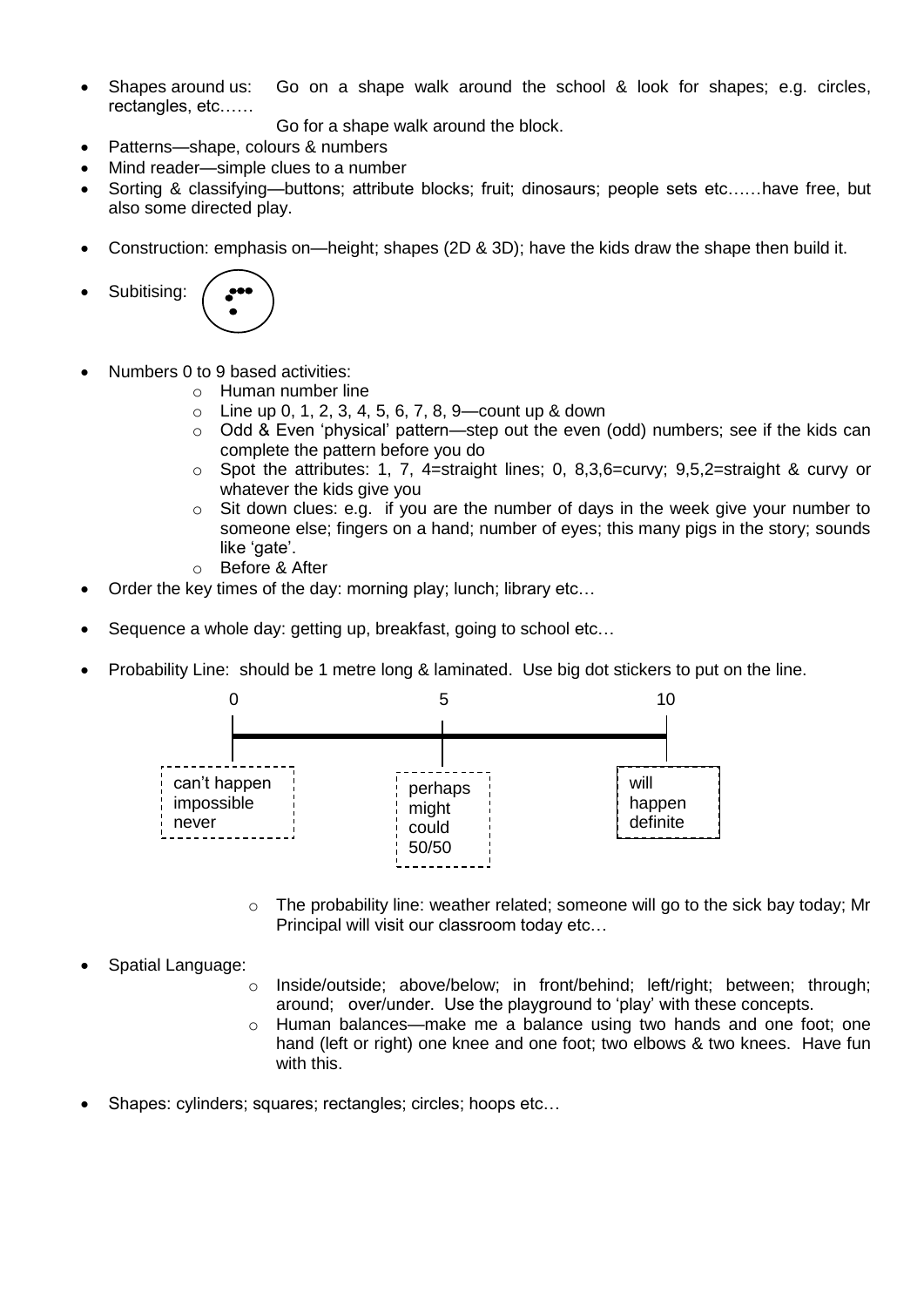- Shapes around us: Go on a shape walk around the school & look for shapes; e.g. circles, rectangles, etc……

  Go for a shape walk around the block.
- Patterns—shape, colours & numbers
- Mind reader—simple clues to a number
- Sorting & classifying—buttons; attribute blocks; fruit; dinosaurs; people sets etc……have free, but also some directed play.
- Construction: emphasis on—height; shapes (2D & 3D); have the kids draw the shape then build it.
- Subitising:
- Numbers 0 to 9 based activities:
  - Human number line
  - Line up 0, 1, 2, 3, 4, 5, 6, 7, 8, 9—count up & down
  - Odd & Even 'physical' pattern—step out the even (odd) numbers; see if the kids can complete the pattern before you do
  - Spot the attributes: 1, 7, 4=straight lines; 0, 8,3,6=curvy; 9,5,2=straight & curvy or whatever the kids give you
  - Sit down clues: e.g. if you are the number of days in the week give your number to someone else; fingers on a hand; number of eyes; this many pigs in the story; sounds like 'gate'.
  - Before & After
- Order the key times of the day: morning play; lunch; library etc…
- Sequence a whole day: getting up, breakfast, going to school etc…
- Probability Line: should be 1 metre long & laminated. Use big dot stickers to put on the line.

| 0 | 5 | 10 |
|---|---|---|
| can't happen<br>impossible<br>never | perhaps<br>might<br>could<br>50/50 | will<br>happen<br>definite |

  - The probability line: weather related; someone will go to the sick bay today; Mr Principal will visit our classroom today etc…
- Spatial Language:
  - Inside/outside; above/below; in front/behind; left/right; between; through; around; over/under. Use the playground to 'play' with these concepts.
  - Human balances—make me a balance using two hands and one foot; one hand (left or right) one knee and one foot; two elbows & two knees. Have fun with this.
- Shapes: cylinders; squares; rectangles; circles; hoops etc…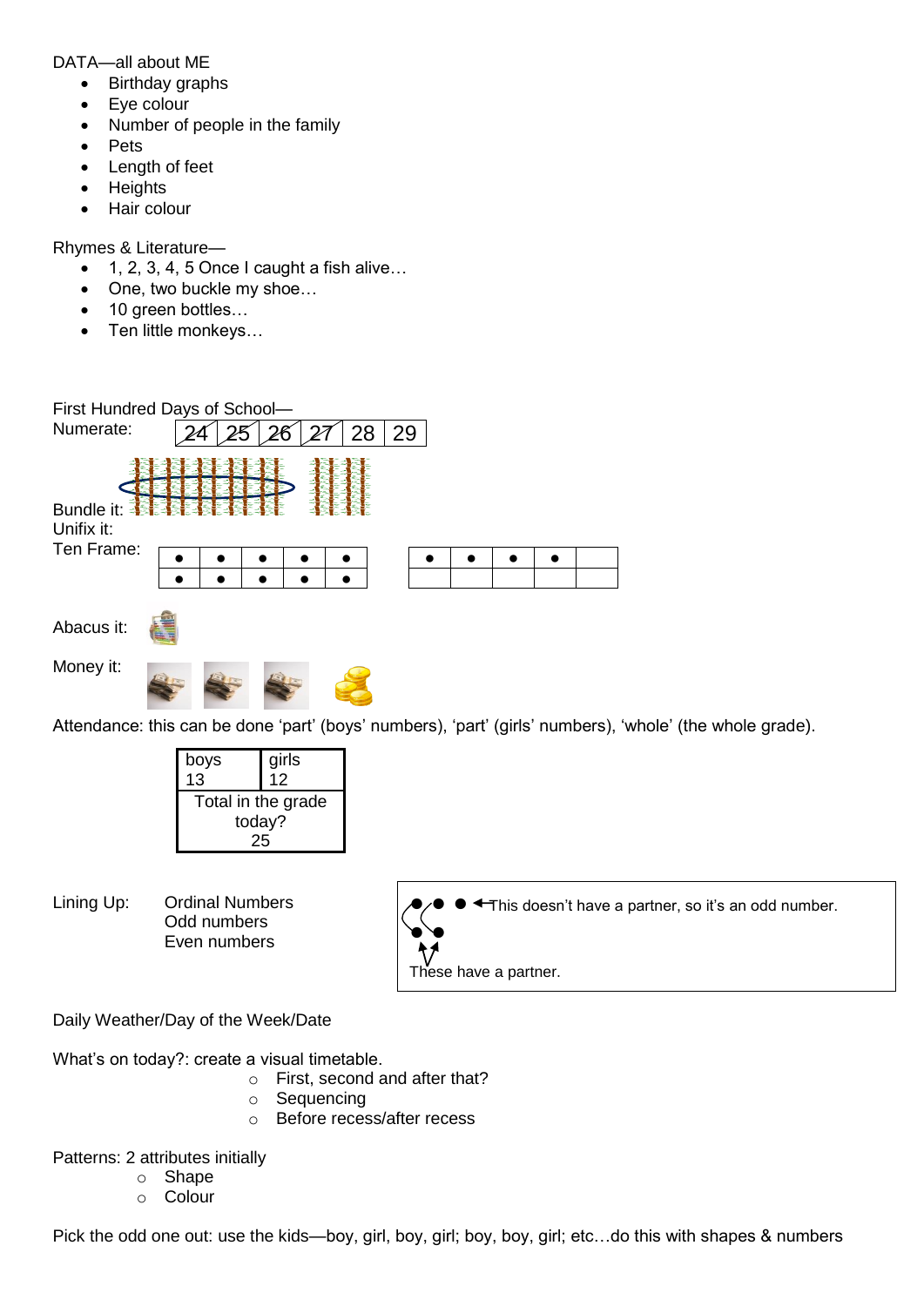DATA—all about ME

- Birthday graphs
- Eye colour
- Number of people in the family
- Pets
- Length of feet
- Heights
- Hair colour

Rhymes & Literature—

- 1, 2, 3, 4, 5 Once I caught a fish alive…
- One, two buckle my shoe…
- 10 green bottles…
- Ten little monkeys…

First Hundred Days of School—

Numerate:

| 24 | 25 | 26 | 27 | 28 | 29 |
|---|---|---|---|---|---|

Bundle it:

Unifix it:

Ten Frame:

| ● | ● | ● | ● | ● |
|---|---|---|---|---|
| ● | ● | ● | ● | ● |

| ● | ● | ● | ● | |
|---|---|---|---|---|
| | | | | |

Abacus it:

Money it:

Attendance: this can be done 'part' (boys' numbers), 'part' (girls' numbers), 'whole' (the whole grade).

| boys 13 | girls 12 |
|---|---|
| Total in the grade today? 25 | |

Lining Up: Ordinal Numbers
Odd numbers
Even numbers

This doesn't have a partner, so it's an odd number.

These have a partner.

Daily Weather/Day of the Week/Date

What's on today?: create a visual timetable.

- First, second and after that?
- Sequencing
- Before recess/after recess

Patterns: 2 attributes initially

- Shape
- Colour

Pick the odd one out: use the kids—boy, girl, boy, girl; boy, boy, girl; etc…do this with shapes & numbers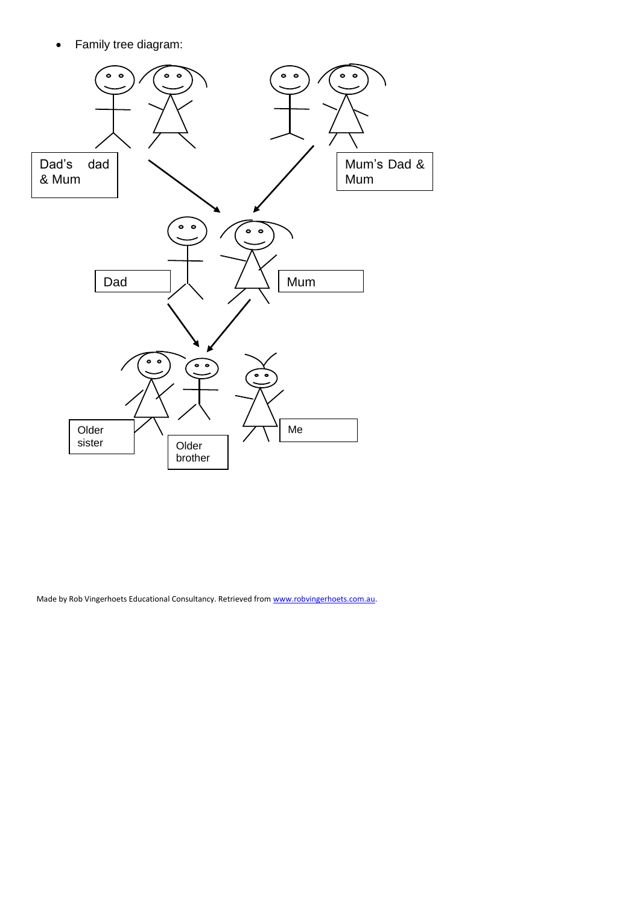- Family tree diagram:

Dad's dad & Mum

Mum's Dad & Mum

Dad

Mum

Older sister

Older brother

Me

Made by Rob Vingerhoets Educational Consultancy. Retrieved from www.robvingerhoets.com.au.